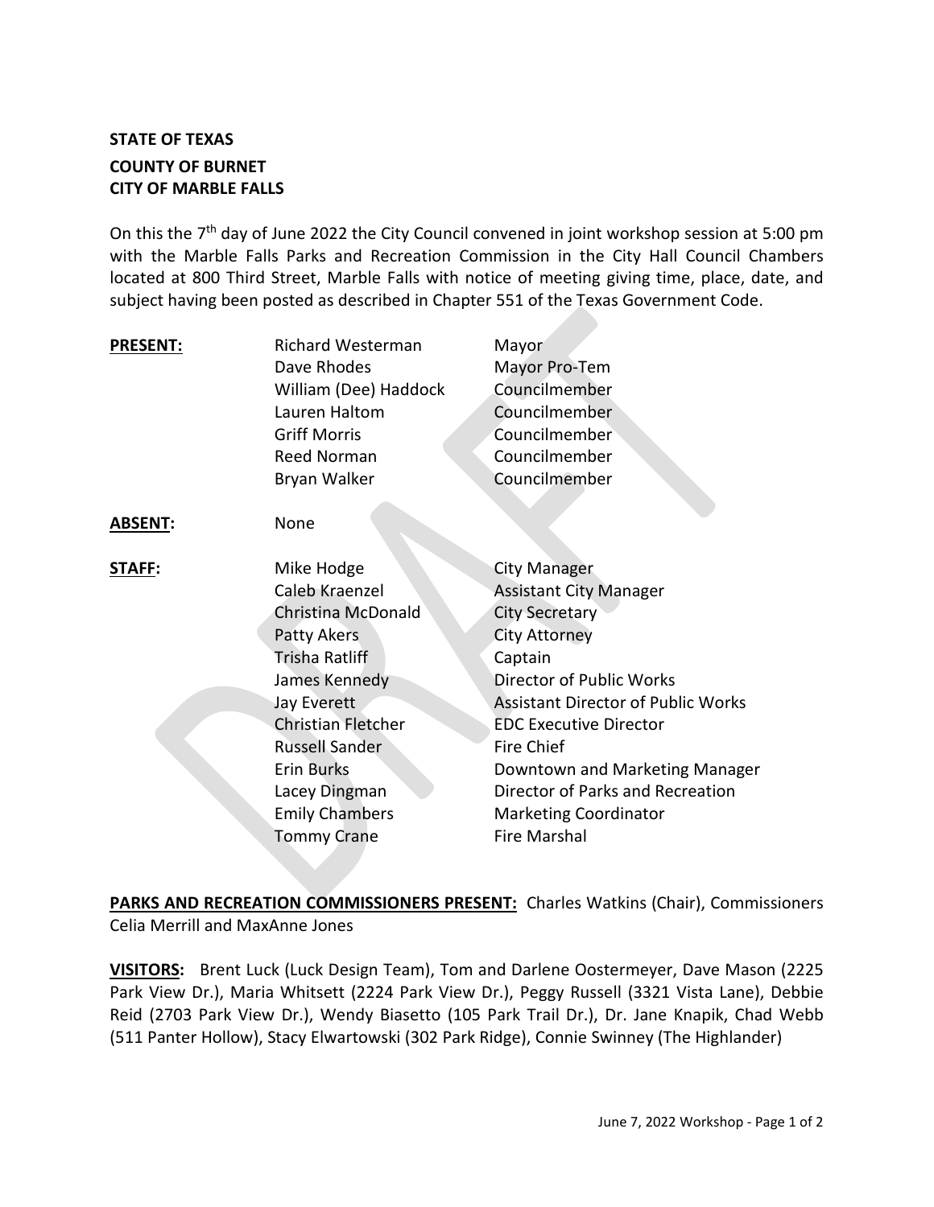**STATE OF TEXAS**
**COUNTY OF BURNET**
**CITY OF MARBLE FALLS**

On this the 7th day of June 2022 the City Council convened in joint workshop session at 5:00 pm with the Marble Falls Parks and Recreation Commission in the City Hall Council Chambers located at 800 Third Street, Marble Falls with notice of meeting giving time, place, date, and subject having been posted as described in Chapter 551 of the Texas Government Code.

| | | |
|---|---|---|
| **PRESENT:** | Richard Westerman | Mayor |
| | Dave Rhodes | Mayor Pro-Tem |
| | William (Dee) Haddock | Councilmember |
| | Lauren Haltom | Councilmember |
| | Griff Morris | Councilmember |
| | Reed Norman | Councilmember |
| | Bryan Walker | Councilmember |
| **ABSENT:** | None | |
| **STAFF:** | Mike Hodge | City Manager |
| | Caleb Kraenzel | Assistant City Manager |
| | Christina McDonald | City Secretary |
| | Patty Akers | City Attorney |
| | Trisha Ratliff | Captain |
| | James Kennedy | Director of Public Works |
| | Jay Everett | Assistant Director of Public Works |
| | Christian Fletcher | EDC Executive Director |
| | Russell Sander | Fire Chief |
| | Erin Burks | Downtown and Marketing Manager |
| | Lacey Dingman | Director of Parks and Recreation |
| | Emily Chambers | Marketing Coordinator |
| | Tommy Crane | Fire Marshal |

**PARKS AND RECREATION COMMISSIONERS PRESENT:** Charles Watkins (Chair), Commissioners Celia Merrill and MaxAnne Jones

**VISITORS:** Brent Luck (Luck Design Team), Tom and Darlene Oostermeyer, Dave Mason (2225 Park View Dr.), Maria Whitsett (2224 Park View Dr.), Peggy Russell (3321 Vista Lane), Debbie Reid (2703 Park View Dr.), Wendy Biasetto (105 Park Trail Dr.), Dr. Jane Knapik, Chad Webb (511 Panter Hollow), Stacy Elwartowski (302 Park Ridge), Connie Swinney (The Highlander)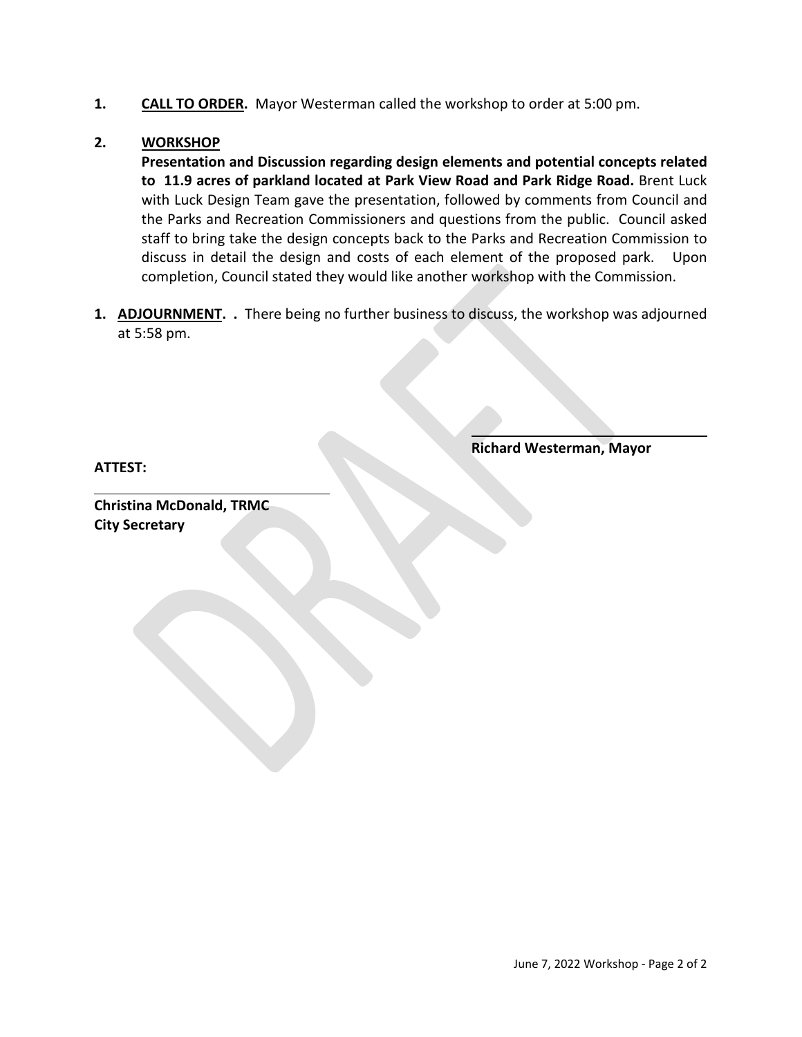1. **CALL TO ORDER.** Mayor Westerman called the workshop to order at 5:00 pm.

2. **WORKSHOP**

   **Presentation and Discussion regarding design elements and potential concepts related to 11.9 acres of parkland located at Park View Road and Park Ridge Road.** Brent Luck with Luck Design Team gave the presentation, followed by comments from Council and the Parks and Recreation Commissioners and questions from the public. Council asked staff to bring take the design concepts back to the Parks and Recreation Commission to discuss in detail the design and costs of each element of the proposed park. Upon completion, Council stated they would like another workshop with the Commission.

1. **ADJOURNMENT. .** There being no further business to discuss, the workshop was adjourned at 5:58 pm.

**Richard Westerman, Mayor**

**ATTEST:**

**Christina McDonald, TRMC**
**City Secretary**